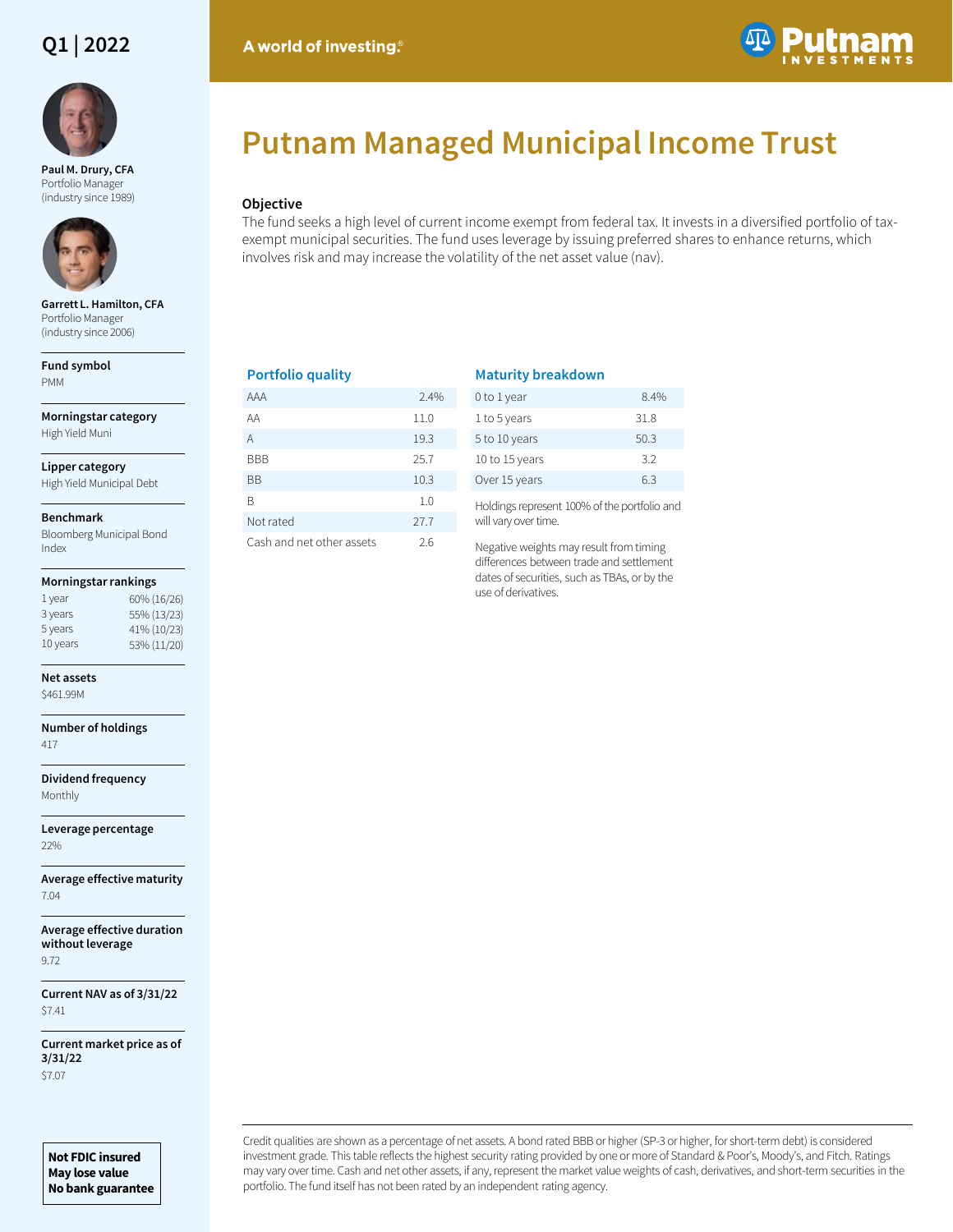Q1 | 2022

A world of investing.®

Putnam Investments

# Putnam Managed Municipal Income Trust

**Paul M. Drury, CFA**
Portfolio Manager
(industry since 1989)

**Garrett L. Hamilton, CFA**
Portfolio Manager
(industry since 2006)

**Fund symbol**
PMM

**Morningstar category**
High Yield Muni

**Lipper category**
High Yield Municipal Debt

**Benchmark**
Bloomberg Municipal Bond Index

**Morningstar rankings**

| | |
|---|---|
| 1 year | 60% (16/26) |
| 3 years | 55% (13/23) |
| 5 years | 41% (10/23) |
| 10 years | 53% (11/20) |

**Net assets**
$461.99M

**Number of holdings**
417

**Dividend frequency**
Monthly

**Leverage percentage**
22%

**Average effective maturity**
7.04

**Average effective duration without leverage**
9.72

**Current NAV as of 3/31/22**
$7.41

**Current market price as of 3/31/22**
$7.07

**Not FDIC insured**
**May lose value**
**No bank guarantee**

## Objective

The fund seeks a high level of current income exempt from federal tax. It invests in a diversified portfolio of tax-exempt municipal securities. The fund uses leverage by issuing preferred shares to enhance returns, which involves risk and may increase the volatility of the net asset value (nav).

## Portfolio quality

| | |
|---|---|
| AAA | 2.4% |
| AA | 11.0 |
| A | 19.3 |
| BBB | 25.7 |
| BB | 10.3 |
| B | 1.0 |
| Not rated | 27.7 |
| Cash and net other assets | 2.6 |

## Maturity breakdown

| | |
|---|---|
| 0 to 1 year | 8.4% |
| 1 to 5 years | 31.8 |
| 5 to 10 years | 50.3 |
| 10 to 15 years | 3.2 |
| Over 15 years | 6.3 |

Holdings represent 100% of the portfolio and will vary over time.

Negative weights may result from timing differences between trade and settlement dates of securities, such as TBAs, or by the use of derivatives.

Credit qualities are shown as a percentage of net assets. A bond rated BBB or higher (SP-3 or higher, for short-term debt) is considered investment grade. This table reflects the highest security rating provided by one or more of Standard & Poor's, Moody's, and Fitch. Ratings may vary over time. Cash and net other assets, if any, represent the market value weights of cash, derivatives, and short-term securities in the portfolio. The fund itself has not been rated by an independent rating agency.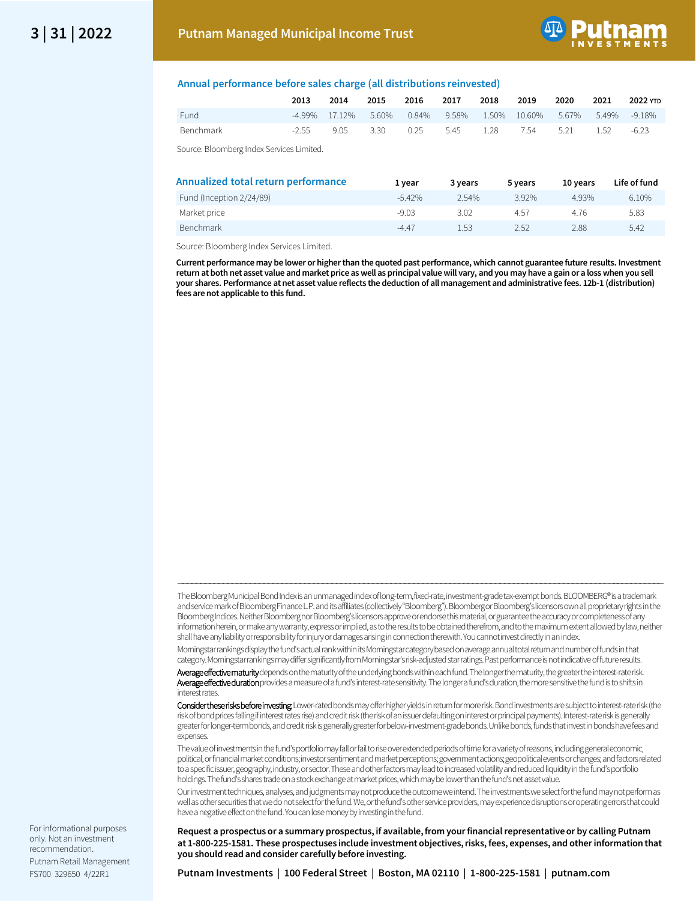## Annual performance before sales charge (all distributions reinvested)

| | 2013 | 2014 | 2015 | 2016 | 2017 | 2018 | 2019 | 2020 | 2021 | 2022 YTD |
|---|---|---|---|---|---|---|---|---|---|---|
| Fund | -4.99% | 17.12% | 5.60% | 0.84% | 9.58% | 1.50% | 10.60% | 5.67% | 5.49% | -9.18% |
| Benchmark | -2.55 | 9.05 | 3.30 | 0.25 | 5.45 | 1.28 | 7.54 | 5.21 | 1.52 | -6.23 |

Source: Bloomberg Index Services Limited.

| Annualized total return performance | 1 year | 3 years | 5 years | 10 years | Life of fund |
|---|---|---|---|---|---|
| Fund (Inception 2/24/89) | -5.42% | 2.54% | 3.92% | 4.93% | 6.10% |
| Market price | -9.03 | 3.02 | 4.57 | 4.76 | 5.83 |
| Benchmark | -4.47 | 1.53 | 2.52 | 2.88 | 5.42 |

Source: Bloomberg Index Services Limited.

**Current performance may be lower or higher than the quoted past performance, which cannot guarantee future results. Investment return at both net asset value and market price as well as principal value will vary, and you may have a gain or a loss when you sell your shares. Performance at net asset value reflects the deduction of all management and administrative fees. 12b-1 (distribution) fees are not applicable to this fund.**

The Bloomberg Municipal Bond Index is an unmanaged index of long-term, fixed-rate, investment-grade tax-exempt bonds. BLOOMBERG® is a trademark and service mark of Bloomberg Finance L.P. and its affiliates (collectively "Bloomberg"). Bloomberg or Bloomberg's licensors own all proprietary rights in the Bloomberg Indices. Neither Bloomberg nor Bloomberg's licensors approve or endorse this material, or guarantee the accuracy or completeness of any information herein, or make any warranty, express or implied, as to the results to be obtained therefrom, and to the maximum extent allowed by law, neither shall have any liability or responsibility for injury or damages arising in connection therewith. You cannot invest directly in an index.

Morningstar rankings display the fund's actual rank within its Morningstar category based on average annual total return and number of funds in that category. Morningstar rankings may differ significantly from Morningstar's risk-adjusted star ratings. Past performance is not indicative of future results.

**Average effective maturity** depends on the maturity of the underlying bonds within each fund. The longer the maturity, the greater the interest-rate risk. **Average effective duration** provides a measure of a fund's interest-rate sensitivity. The longer a fund's duration, the more sensitive the fund is to shifts in interest rates.

**Consider these risks before investing:** Lower-rated bonds may offer higher yields in return for more risk. Bond investments are subject to interest-rate risk (the risk of bond prices falling if interest rates rise) and credit risk (the risk of an issuer defaulting on interest or principal payments). Interest-rate risk is generally greater for longer-term bonds, and credit risk is generally greater for below-investment-grade bonds. Unlike bonds, funds that invest in bonds have fees and expenses.

The value of investments in the fund's portfolio may fall or fail to rise over extended periods of time for a variety of reasons, including general economic, political, or financial market conditions; investor sentiment and market perceptions; government actions; geopolitical events or changes; and factors related to a specific issuer, geography, industry, or sector. These and other factors may lead to increased volatility and reduced liquidity in the fund's portfolio holdings. The fund's shares trade on a stock exchange at market prices, which may be lower than the fund's net asset value.

Our investment techniques, analyses, and judgments may not produce the outcome we intend. The investments we select for the fund may not perform as well as other securities that we do not select for the fund. We, or the fund's other service providers, may experience disruptions or operating errors that could have a negative effect on the fund. You can lose money by investing in the fund.

**Request a prospectus or a summary prospectus, if available, from your financial representative or by calling Putnam at 1-800-225-1581. These prospectuses include investment objectives, risks, fees, expenses, and other information that you should read and consider carefully before investing.**

**Putnam Investments | 100 Federal Street | Boston, MA 02110 | 1-800-225-1581 | putnam.com**

For informational purposes only. Not an investment recommendation.

Putnam Retail Management

FS700 329650 4/22R1